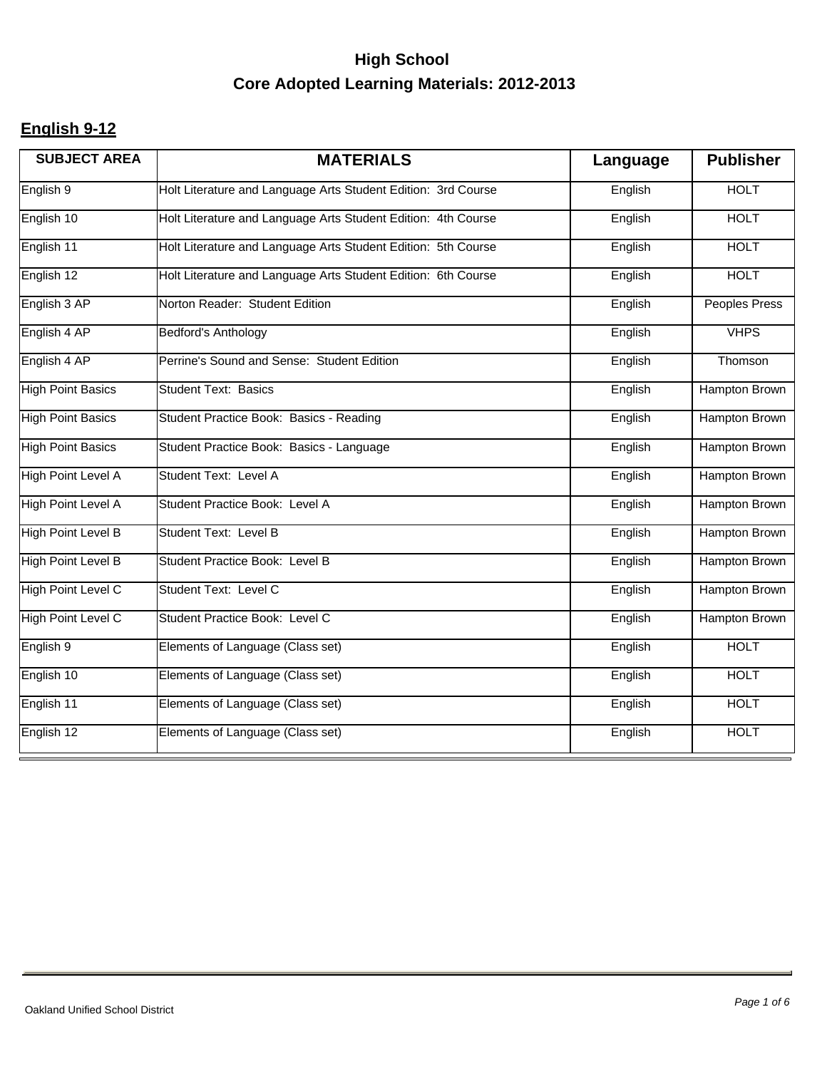# High School

# Core Adopted Learning Materials: 2012-2013

## English 9-12

| SUBJECT AREA | MATERIALS | Language | Publisher |
|---|---|---|---|
| English 9 | Holt Literature and Language Arts Student Edition: 3rd Course | English | HOLT |
| English 10 | Holt Literature and Language Arts Student Edition: 4th Course | English | HOLT |
| English 11 | Holt Literature and Language Arts Student Edition: 5th Course | English | HOLT |
| English 12 | Holt Literature and Language Arts Student Edition: 6th Course | English | HOLT |
| English 3 AP | Norton Reader: Student Edition | English | Peoples Press |
| English 4 AP | Bedford's Anthology | English | VHPS |
| English 4 AP | Perrine's Sound and Sense: Student Edition | English | Thomson |
| High Point Basics | Student Text: Basics | English | Hampton Brown |
| High Point Basics | Student Practice Book: Basics - Reading | English | Hampton Brown |
| High Point Basics | Student Practice Book: Basics - Language | English | Hampton Brown |
| High Point Level A | Student Text: Level A | English | Hampton Brown |
| High Point Level A | Student Practice Book: Level A | English | Hampton Brown |
| High Point Level B | Student Text: Level B | English | Hampton Brown |
| High Point Level B | Student Practice Book: Level B | English | Hampton Brown |
| High Point Level C | Student Text: Level C | English | Hampton Brown |
| High Point Level C | Student Practice Book: Level C | English | Hampton Brown |
| English 9 | Elements of Language (Class set) | English | HOLT |
| English 10 | Elements of Language (Class set) | English | HOLT |
| English 11 | Elements of Language (Class set) | English | HOLT |
| English 12 | Elements of Language (Class set) | English | HOLT |

Oakland Unified School District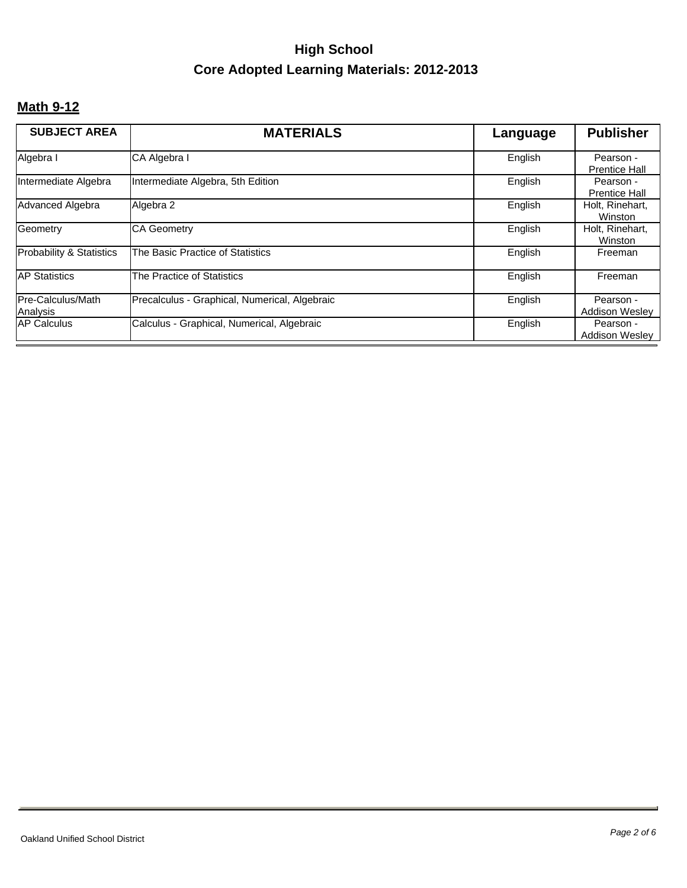# High School

## Core Adopted Learning Materials: 2012-2013

### Math 9-12

| SUBJECT AREA | MATERIALS | Language | Publisher |
|---|---|---|---|
| Algebra I | CA Algebra I | English | Pearson - Prentice Hall |
| Intermediate Algebra | Intermediate Algebra, 5th Edition | English | Pearson - Prentice Hall |
| Advanced Algebra | Algebra 2 | English | Holt, Rinehart, Winston |
| Geometry | CA Geometry | English | Holt, Rinehart, Winston |
| Probability & Statistics | The Basic Practice of Statistics | English | Freeman |
| AP Statistics | The Practice of Statistics | English | Freeman |
| Pre-Calculus/Math Analysis | Precalculus - Graphical, Numerical, Algebraic | English | Pearson - Addison Wesley |
| AP Calculus | Calculus - Graphical, Numerical, Algebraic | English | Pearson - Addison Wesley |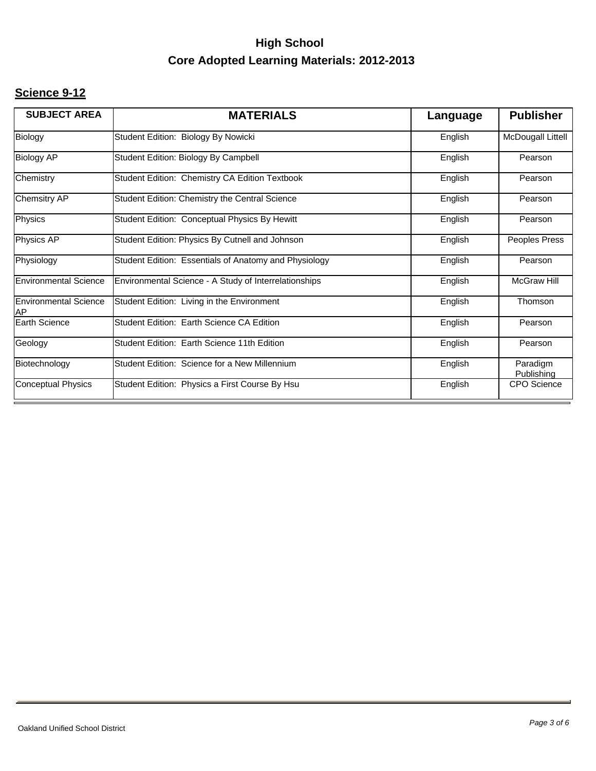# High School

# Core Adopted Learning Materials: 2012-2013

## Science 9-12

| SUBJECT AREA | MATERIALS | Language | Publisher |
|---|---|---|---|
| Biology | Student Edition:  Biology By Nowicki | English | McDougall Littell |
| Biology AP | Student Edition: Biology By Campbell | English | Pearson |
| Chemistry | Student Edition:  Chemistry CA Edition Textbook | English | Pearson |
| Chemsitry AP | Student Edition: Chemistry the Central Science | English | Pearson |
| Physics | Student Edition:  Conceptual Physics By Hewitt | English | Pearson |
| Physics AP | Student Edition: Physics By Cutnell and Johnson | English | Peoples Press |
| Physiology | Student Edition:  Essentials of Anatomy and Physiology | English | Pearson |
| Environmental Science | Environmental Science - A Study of Interrelationships | English | McGraw Hill |
| Environmental Science AP | Student Edition:  Living in the Environment | English | Thomson |
| Earth Science | Student Edition:  Earth Science CA Edition | English | Pearson |
| Geology | Student Edition:  Earth Science 11th Edition | English | Pearson |
| Biotechnology | Student Edition:  Science for a New Millennium | English | Paradigm Publishing |
| Conceptual Physics | Student Edition:  Physics a First Course By Hsu | English | CPO Science |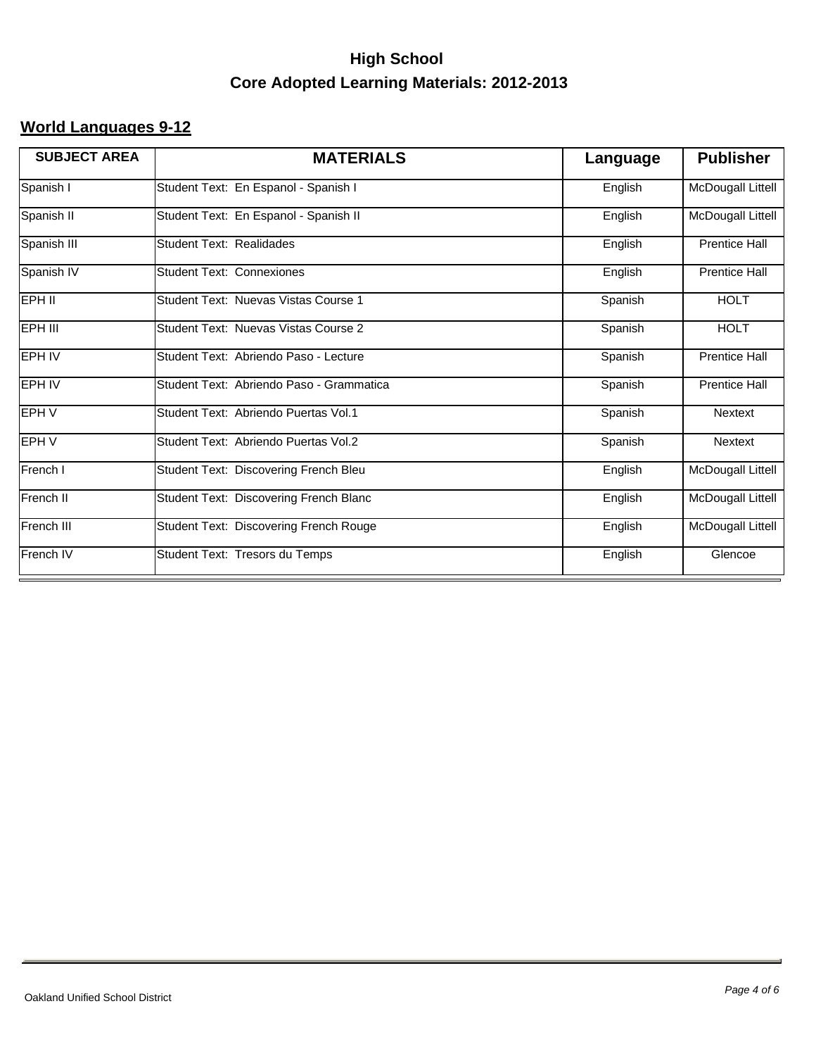# High School
# Core Adopted Learning Materials: 2012-2013

## World Languages 9-12

| SUBJECT AREA | MATERIALS | Language | Publisher |
|---|---|---|---|
| Spanish I | Student Text: En Espanol - Spanish I | English | McDougall Littell |
| Spanish II | Student Text: En Espanol - Spanish II | English | McDougall Littell |
| Spanish III | Student Text: Realidades | English | Prentice Hall |
| Spanish IV | Student Text: Connexiones | English | Prentice Hall |
| EPH II | Student Text: Nuevas Vistas Course 1 | Spanish | HOLT |
| EPH III | Student Text: Nuevas Vistas Course 2 | Spanish | HOLT |
| EPH IV | Student Text: Abriendo Paso - Lecture | Spanish | Prentice Hall |
| EPH IV | Student Text: Abriendo Paso - Grammatica | Spanish | Prentice Hall |
| EPH V | Student Text: Abriendo Puertas Vol.1 | Spanish | Nextext |
| EPH V | Student Text: Abriendo Puertas Vol.2 | Spanish | Nextext |
| French I | Student Text: Discovering French Bleu | English | McDougall Littell |
| French II | Student Text: Discovering French Blanc | English | McDougall Littell |
| French III | Student Text: Discovering French Rouge | English | McDougall Littell |
| French IV | Student Text: Tresors du Temps | English | Glencoe |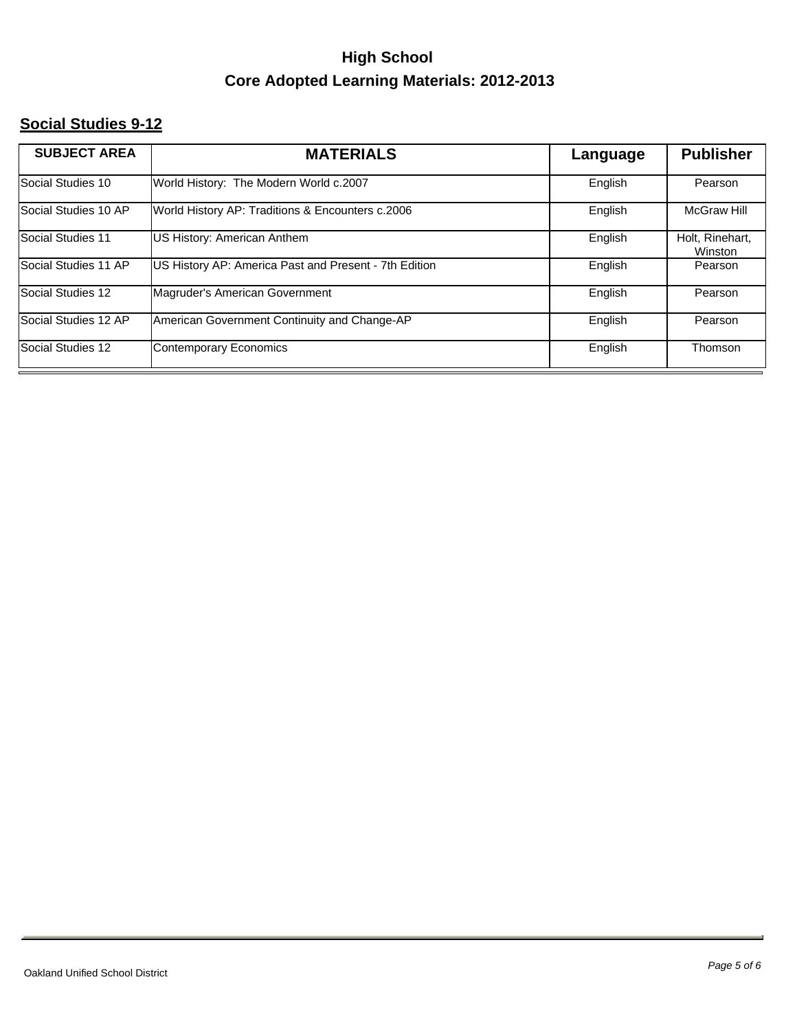# High School

## Core Adopted Learning Materials: 2012-2013

### Social Studies 9-12

| SUBJECT AREA | MATERIALS | Language | Publisher |
|---|---|---|---|
| Social Studies 10 | World History: The Modern World c.2007 | English | Pearson |
| Social Studies 10 AP | World History AP: Traditions & Encounters c.2006 | English | McGraw Hill |
| Social Studies 11 | US History: American Anthem | English | Holt, Rinehart, Winston |
| Social Studies 11 AP | US History AP: America Past and Present - 7th Edition | English | Pearson |
| Social Studies 12 | Magruder's American Government | English | Pearson |
| Social Studies 12 AP | American Government Continuity and Change-AP | English | Pearson |
| Social Studies 12 | Contemporary Economics | English | Thomson |

Oakland Unified School District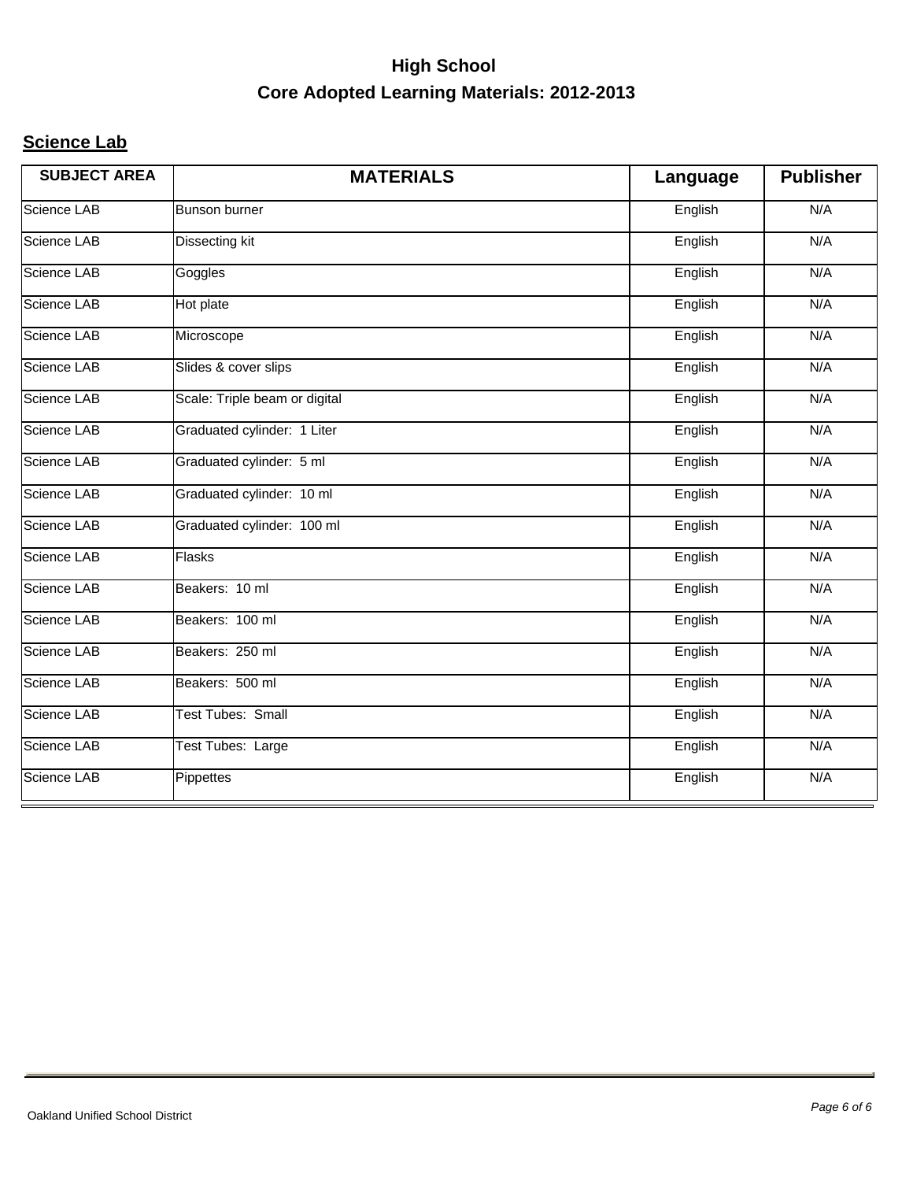# High School

# Core Adopted Learning Materials: 2012-2013

## Science Lab

| SUBJECT AREA | MATERIALS | Language | Publisher |
|---|---|---|---|
| Science LAB | Bunson burner | English | N/A |
| Science LAB | Dissecting kit | English | N/A |
| Science LAB | Goggles | English | N/A |
| Science LAB | Hot plate | English | N/A |
| Science LAB | Microscope | English | N/A |
| Science LAB | Slides & cover slips | English | N/A |
| Science LAB | Scale: Triple beam or digital | English | N/A |
| Science LAB | Graduated cylinder:  1 Liter | English | N/A |
| Science LAB | Graduated cylinder:  5 ml | English | N/A |
| Science LAB | Graduated cylinder:  10 ml | English | N/A |
| Science LAB | Graduated cylinder:  100 ml | English | N/A |
| Science LAB | Flasks | English | N/A |
| Science LAB | Beakers:  10 ml | English | N/A |
| Science LAB | Beakers:  100 ml | English | N/A |
| Science LAB | Beakers:  250 ml | English | N/A |
| Science LAB | Beakers:  500 ml | English | N/A |
| Science LAB | Test Tubes:  Small | English | N/A |
| Science LAB | Test Tubes:  Large | English | N/A |
| Science LAB | Pippettes | English | N/A |